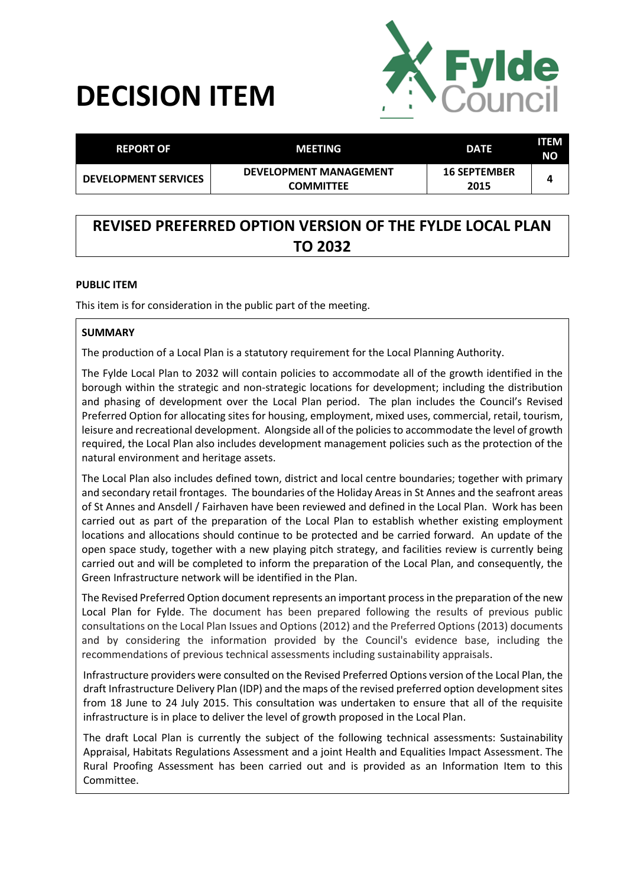# DECISION ITEM

| REPORT OF | MEETING | DATE | ITEM NO |
|---|---|---|---|
| DEVELOPMENT SERVICES | DEVELOPMENT MANAGEMENT COMMITTEE | 16 SEPTEMBER 2015 | 4 |

## REVISED PREFERRED OPTION VERSION OF THE FYLDE LOCAL PLAN TO 2032

**PUBLIC ITEM**

This item is for consideration in the public part of the meeting.

**SUMMARY**

The production of a Local Plan is a statutory requirement for the Local Planning Authority.

The Fylde Local Plan to 2032 will contain policies to accommodate all of the growth identified in the borough within the strategic and non-strategic locations for development; including the distribution and phasing of development over the Local Plan period. The plan includes the Council's Revised Preferred Option for allocating sites for housing, employment, mixed uses, commercial, retail, tourism, leisure and recreational development. Alongside all of the policies to accommodate the level of growth required, the Local Plan also includes development management policies such as the protection of the natural environment and heritage assets.

The Local Plan also includes defined town, district and local centre boundaries; together with primary and secondary retail frontages. The boundaries of the Holiday Areas in St Annes and the seafront areas of St Annes and Ansdell / Fairhaven have been reviewed and defined in the Local Plan. Work has been carried out as part of the preparation of the Local Plan to establish whether existing employment locations and allocations should continue to be protected and be carried forward. An update of the open space study, together with a new playing pitch strategy, and facilities review is currently being carried out and will be completed to inform the preparation of the Local Plan, and consequently, the Green Infrastructure network will be identified in the Plan.

The Revised Preferred Option document represents an important process in the preparation of the new Local Plan for Fylde. The document has been prepared following the results of previous public consultations on the Local Plan Issues and Options (2012) and the Preferred Options (2013) documents and by considering the information provided by the Council's evidence base, including the recommendations of previous technical assessments including sustainability appraisals.

Infrastructure providers were consulted on the Revised Preferred Options version of the Local Plan, the draft Infrastructure Delivery Plan (IDP) and the maps of the revised preferred option development sites from 18 June to 24 July 2015. This consultation was undertaken to ensure that all of the requisite infrastructure is in place to deliver the level of growth proposed in the Local Plan.

The draft Local Plan is currently the subject of the following technical assessments: Sustainability Appraisal, Habitats Regulations Assessment and a joint Health and Equalities Impact Assessment. The Rural Proofing Assessment has been carried out and is provided as an Information Item to this Committee.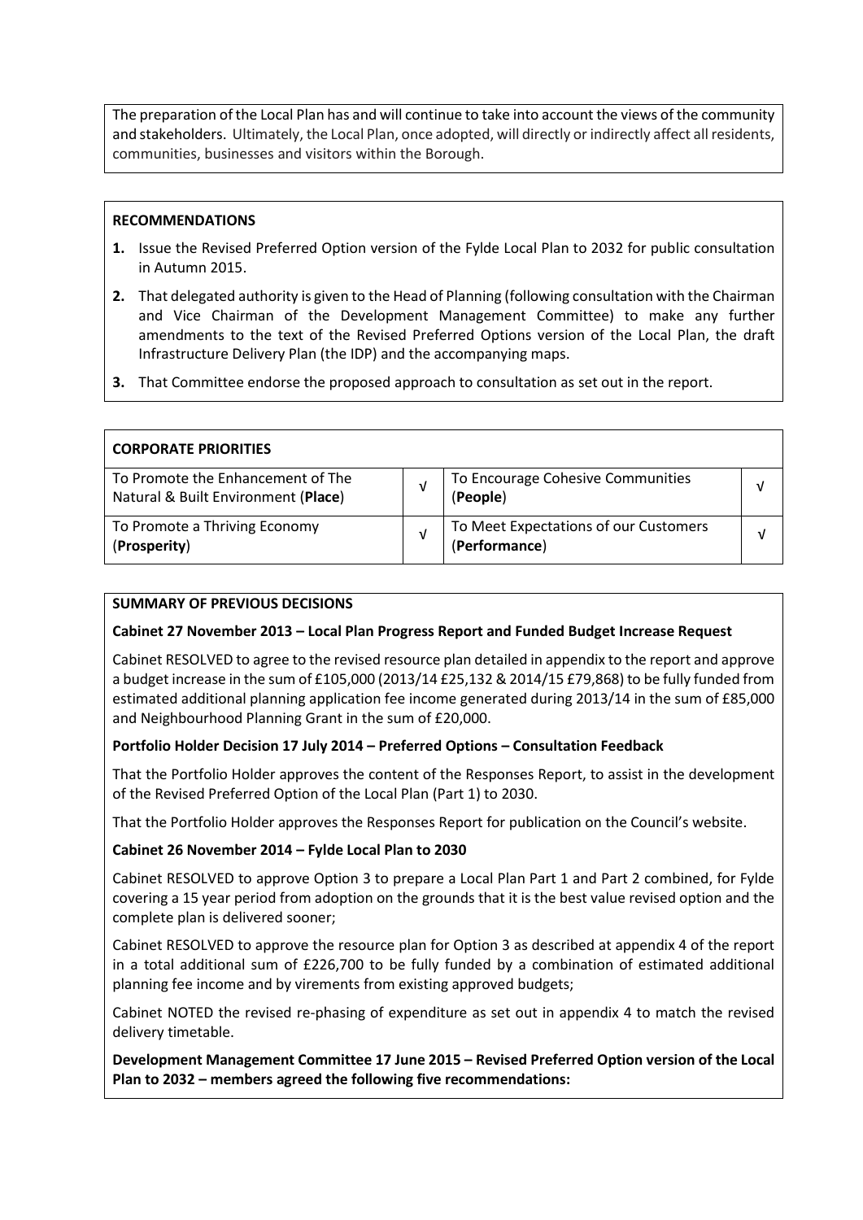The preparation of the Local Plan has and will continue to take into account the views of the community and stakeholders. Ultimately, the Local Plan, once adopted, will directly or indirectly affect all residents, communities, businesses and visitors within the Borough.

**RECOMMENDATIONS**

1. Issue the Revised Preferred Option version of the Fylde Local Plan to 2032 for public consultation in Autumn 2015.
2. That delegated authority is given to the Head of Planning (following consultation with the Chairman and Vice Chairman of the Development Management Committee) to make any further amendments to the text of the Revised Preferred Options version of the Local Plan, the draft Infrastructure Delivery Plan (the IDP) and the accompanying maps.
3. That Committee endorse the proposed approach to consultation as set out in the report.

| **CORPORATE PRIORITIES** | | | |
|---|---|---|---|
| To Promote the Enhancement of The Natural & Built Environment (**Place**) | √ | To Encourage Cohesive Communities (**People**) | √ |
| To Promote a Thriving Economy (**Prosperity**) | √ | To Meet Expectations of our Customers (**Performance**) | √ |

**SUMMARY OF PREVIOUS DECISIONS**

**Cabinet 27 November 2013 – Local Plan Progress Report and Funded Budget Increase Request**

Cabinet RESOLVED to agree to the revised resource plan detailed in appendix to the report and approve a budget increase in the sum of £105,000 (2013/14 £25,132 & 2014/15 £79,868) to be fully funded from estimated additional planning application fee income generated during 2013/14 in the sum of £85,000 and Neighbourhood Planning Grant in the sum of £20,000.

**Portfolio Holder Decision 17 July 2014 – Preferred Options – Consultation Feedback**

That the Portfolio Holder approves the content of the Responses Report, to assist in the development of the Revised Preferred Option of the Local Plan (Part 1) to 2030.

That the Portfolio Holder approves the Responses Report for publication on the Council's website.

**Cabinet 26 November 2014 – Fylde Local Plan to 2030**

Cabinet RESOLVED to approve Option 3 to prepare a Local Plan Part 1 and Part 2 combined, for Fylde covering a 15 year period from adoption on the grounds that it is the best value revised option and the complete plan is delivered sooner;

Cabinet RESOLVED to approve the resource plan for Option 3 as described at appendix 4 of the report in a total additional sum of £226,700 to be fully funded by a combination of estimated additional planning fee income and by virements from existing approved budgets;

Cabinet NOTED the revised re-phasing of expenditure as set out in appendix 4 to match the revised delivery timetable.

**Development Management Committee 17 June 2015 – Revised Preferred Option version of the Local Plan to 2032 – members agreed the following five recommendations:**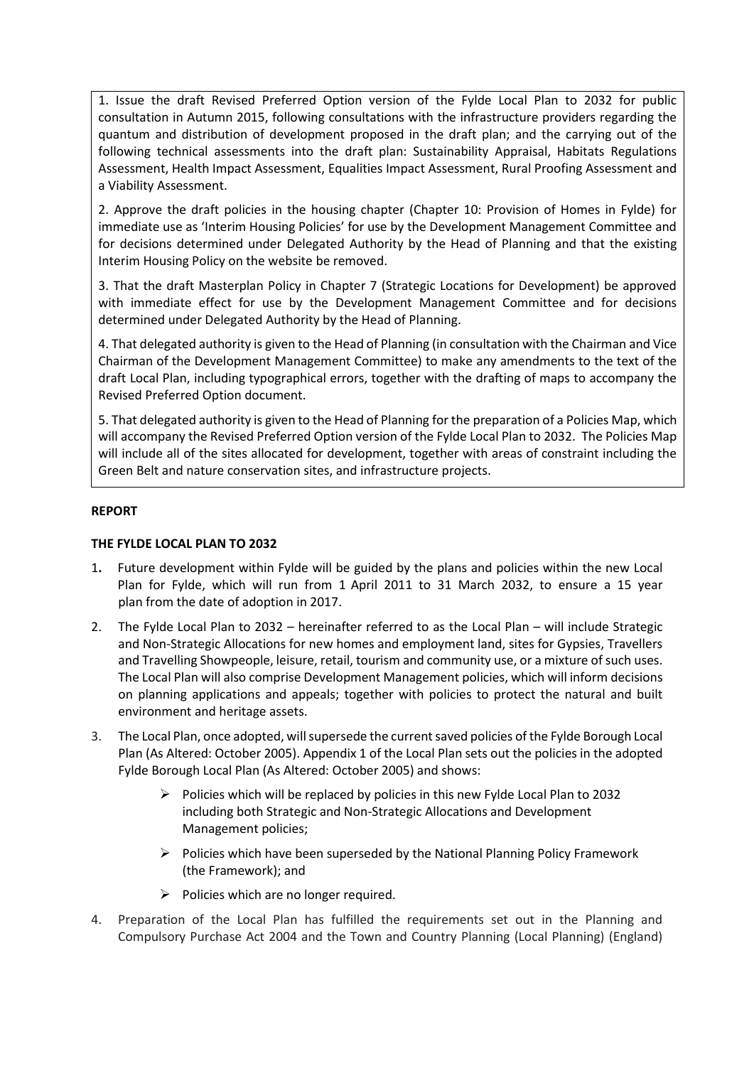1. Issue the draft Revised Preferred Option version of the Fylde Local Plan to 2032 for public consultation in Autumn 2015, following consultations with the infrastructure providers regarding the quantum and distribution of development proposed in the draft plan; and the carrying out of the following technical assessments into the draft plan: Sustainability Appraisal, Habitats Regulations Assessment, Health Impact Assessment, Equalities Impact Assessment, Rural Proofing Assessment and a Viability Assessment.

2. Approve the draft policies in the housing chapter (Chapter 10: Provision of Homes in Fylde) for immediate use as 'Interim Housing Policies' for use by the Development Management Committee and for decisions determined under Delegated Authority by the Head of Planning and that the existing Interim Housing Policy on the website be removed.

3. That the draft Masterplan Policy in Chapter 7 (Strategic Locations for Development) be approved with immediate effect for use by the Development Management Committee and for decisions determined under Delegated Authority by the Head of Planning.

4. That delegated authority is given to the Head of Planning (in consultation with the Chairman and Vice Chairman of the Development Management Committee) to make any amendments to the text of the draft Local Plan, including typographical errors, together with the drafting of maps to accompany the Revised Preferred Option document.

5. That delegated authority is given to the Head of Planning for the preparation of a Policies Map, which will accompany the Revised Preferred Option version of the Fylde Local Plan to 2032. The Policies Map will include all of the sites allocated for development, together with areas of constraint including the Green Belt and nature conservation sites, and infrastructure projects.

**REPORT**

**THE FYLDE LOCAL PLAN TO 2032**

1. Future development within Fylde will be guided by the plans and policies within the new Local Plan for Fylde, which will run from 1 April 2011 to 31 March 2032, to ensure a 15 year plan from the date of adoption in 2017.

2. The Fylde Local Plan to 2032 – hereinafter referred to as the Local Plan – will include Strategic and Non-Strategic Allocations for new homes and employment land, sites for Gypsies, Travellers and Travelling Showpeople, leisure, retail, tourism and community use, or a mixture of such uses. The Local Plan will also comprise Development Management policies, which will inform decisions on planning applications and appeals; together with policies to protect the natural and built environment and heritage assets.

3. The Local Plan, once adopted, will supersede the current saved policies of the Fylde Borough Local Plan (As Altered: October 2005). Appendix 1 of the Local Plan sets out the policies in the adopted Fylde Borough Local Plan (As Altered: October 2005) and shows:
   - Policies which will be replaced by policies in this new Fylde Local Plan to 2032 including both Strategic and Non-Strategic Allocations and Development Management policies;
   - Policies which have been superseded by the National Planning Policy Framework (the Framework); and
   - Policies which are no longer required.

4. Preparation of the Local Plan has fulfilled the requirements set out in the Planning and Compulsory Purchase Act 2004 and the Town and Country Planning (Local Planning) (England)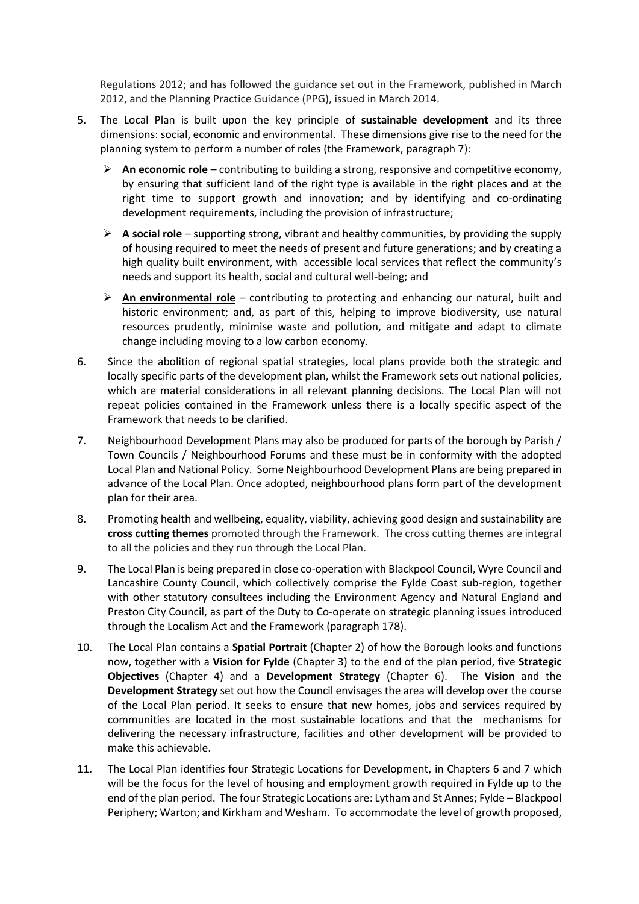Regulations 2012; and has followed the guidance set out in the Framework, published in March 2012, and the Planning Practice Guidance (PPG), issued in March 2014.

5. The Local Plan is built upon the key principle of **sustainable development** and its three dimensions: social, economic and environmental. These dimensions give rise to the need for the planning system to perform a number of roles (the Framework, paragraph 7):

   - **An economic role** – contributing to building a strong, responsive and competitive economy, by ensuring that sufficient land of the right type is available in the right places and at the right time to support growth and innovation; and by identifying and co-ordinating development requirements, including the provision of infrastructure;
   - **A social role** – supporting strong, vibrant and healthy communities, by providing the supply of housing required to meet the needs of present and future generations; and by creating a high quality built environment, with accessible local services that reflect the community's needs and support its health, social and cultural well-being; and
   - **An environmental role** – contributing to protecting and enhancing our natural, built and historic environment; and, as part of this, helping to improve biodiversity, use natural resources prudently, minimise waste and pollution, and mitigate and adapt to climate change including moving to a low carbon economy.

6. Since the abolition of regional spatial strategies, local plans provide both the strategic and locally specific parts of the development plan, whilst the Framework sets out national policies, which are material considerations in all relevant planning decisions. The Local Plan will not repeat policies contained in the Framework unless there is a locally specific aspect of the Framework that needs to be clarified.

7. Neighbourhood Development Plans may also be produced for parts of the borough by Parish / Town Councils / Neighbourhood Forums and these must be in conformity with the adopted Local Plan and National Policy. Some Neighbourhood Development Plans are being prepared in advance of the Local Plan. Once adopted, neighbourhood plans form part of the development plan for their area.

8. Promoting health and wellbeing, equality, viability, achieving good design and sustainability are **cross cutting themes** promoted through the Framework. The cross cutting themes are integral to all the policies and they run through the Local Plan.

9. The Local Plan is being prepared in close co-operation with Blackpool Council, Wyre Council and Lancashire County Council, which collectively comprise the Fylde Coast sub-region, together with other statutory consultees including the Environment Agency and Natural England and Preston City Council, as part of the Duty to Co-operate on strategic planning issues introduced through the Localism Act and the Framework (paragraph 178).

10. The Local Plan contains a **Spatial Portrait** (Chapter 2) of how the Borough looks and functions now, together with a **Vision for Fylde** (Chapter 3) to the end of the plan period, five **Strategic Objectives** (Chapter 4) and a **Development Strategy** (Chapter 6). The **Vision** and the **Development Strategy** set out how the Council envisages the area will develop over the course of the Local Plan period. It seeks to ensure that new homes, jobs and services required by communities are located in the most sustainable locations and that the mechanisms for delivering the necessary infrastructure, facilities and other development will be provided to make this achievable.

11. The Local Plan identifies four Strategic Locations for Development, in Chapters 6 and 7 which will be the focus for the level of housing and employment growth required in Fylde up to the end of the plan period. The four Strategic Locations are: Lytham and St Annes; Fylde – Blackpool Periphery; Warton; and Kirkham and Wesham. To accommodate the level of growth proposed,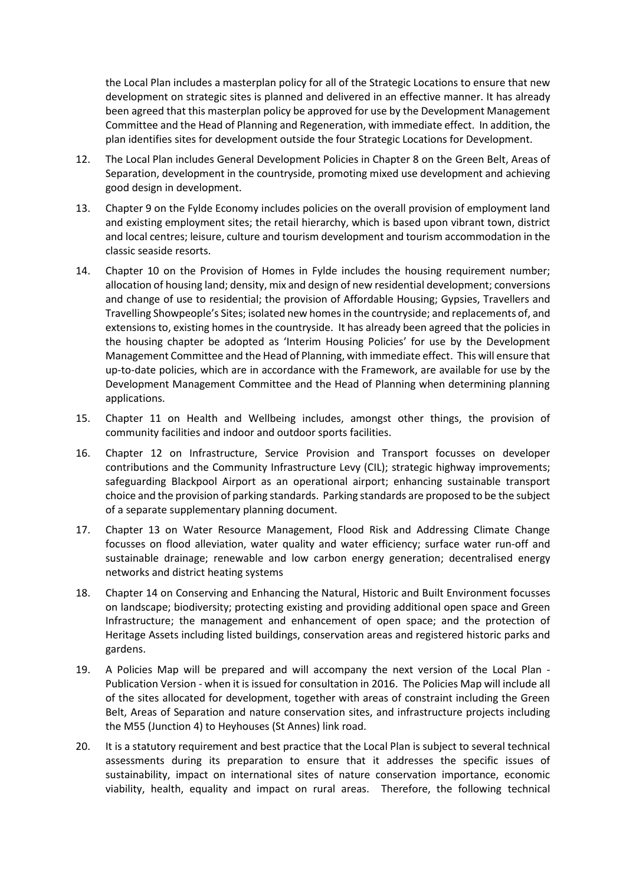the Local Plan includes a masterplan policy for all of the Strategic Locations to ensure that new development on strategic sites is planned and delivered in an effective manner. It has already been agreed that this masterplan policy be approved for use by the Development Management Committee and the Head of Planning and Regeneration, with immediate effect. In addition, the plan identifies sites for development outside the four Strategic Locations for Development.

12. The Local Plan includes General Development Policies in Chapter 8 on the Green Belt, Areas of Separation, development in the countryside, promoting mixed use development and achieving good design in development.

13. Chapter 9 on the Fylde Economy includes policies on the overall provision of employment land and existing employment sites; the retail hierarchy, which is based upon vibrant town, district and local centres; leisure, culture and tourism development and tourism accommodation in the classic seaside resorts.

14. Chapter 10 on the Provision of Homes in Fylde includes the housing requirement number; allocation of housing land; density, mix and design of new residential development; conversions and change of use to residential; the provision of Affordable Housing; Gypsies, Travellers and Travelling Showpeople's Sites; isolated new homes in the countryside; and replacements of, and extensions to, existing homes in the countryside. It has already been agreed that the policies in the housing chapter be adopted as 'Interim Housing Policies' for use by the Development Management Committee and the Head of Planning, with immediate effect. This will ensure that up-to-date policies, which are in accordance with the Framework, are available for use by the Development Management Committee and the Head of Planning when determining planning applications.

15. Chapter 11 on Health and Wellbeing includes, amongst other things, the provision of community facilities and indoor and outdoor sports facilities.

16. Chapter 12 on Infrastructure, Service Provision and Transport focusses on developer contributions and the Community Infrastructure Levy (CIL); strategic highway improvements; safeguarding Blackpool Airport as an operational airport; enhancing sustainable transport choice and the provision of parking standards. Parking standards are proposed to be the subject of a separate supplementary planning document.

17. Chapter 13 on Water Resource Management, Flood Risk and Addressing Climate Change focusses on flood alleviation, water quality and water efficiency; surface water run-off and sustainable drainage; renewable and low carbon energy generation; decentralised energy networks and district heating systems

18. Chapter 14 on Conserving and Enhancing the Natural, Historic and Built Environment focusses on landscape; biodiversity; protecting existing and providing additional open space and Green Infrastructure; the management and enhancement of open space; and the protection of Heritage Assets including listed buildings, conservation areas and registered historic parks and gardens.

19. A Policies Map will be prepared and will accompany the next version of the Local Plan - Publication Version - when it is issued for consultation in 2016. The Policies Map will include all of the sites allocated for development, together with areas of constraint including the Green Belt, Areas of Separation and nature conservation sites, and infrastructure projects including the M55 (Junction 4) to Heyhouses (St Annes) link road.

20. It is a statutory requirement and best practice that the Local Plan is subject to several technical assessments during its preparation to ensure that it addresses the specific issues of sustainability, impact on international sites of nature conservation importance, economic viability, health, equality and impact on rural areas. Therefore, the following technical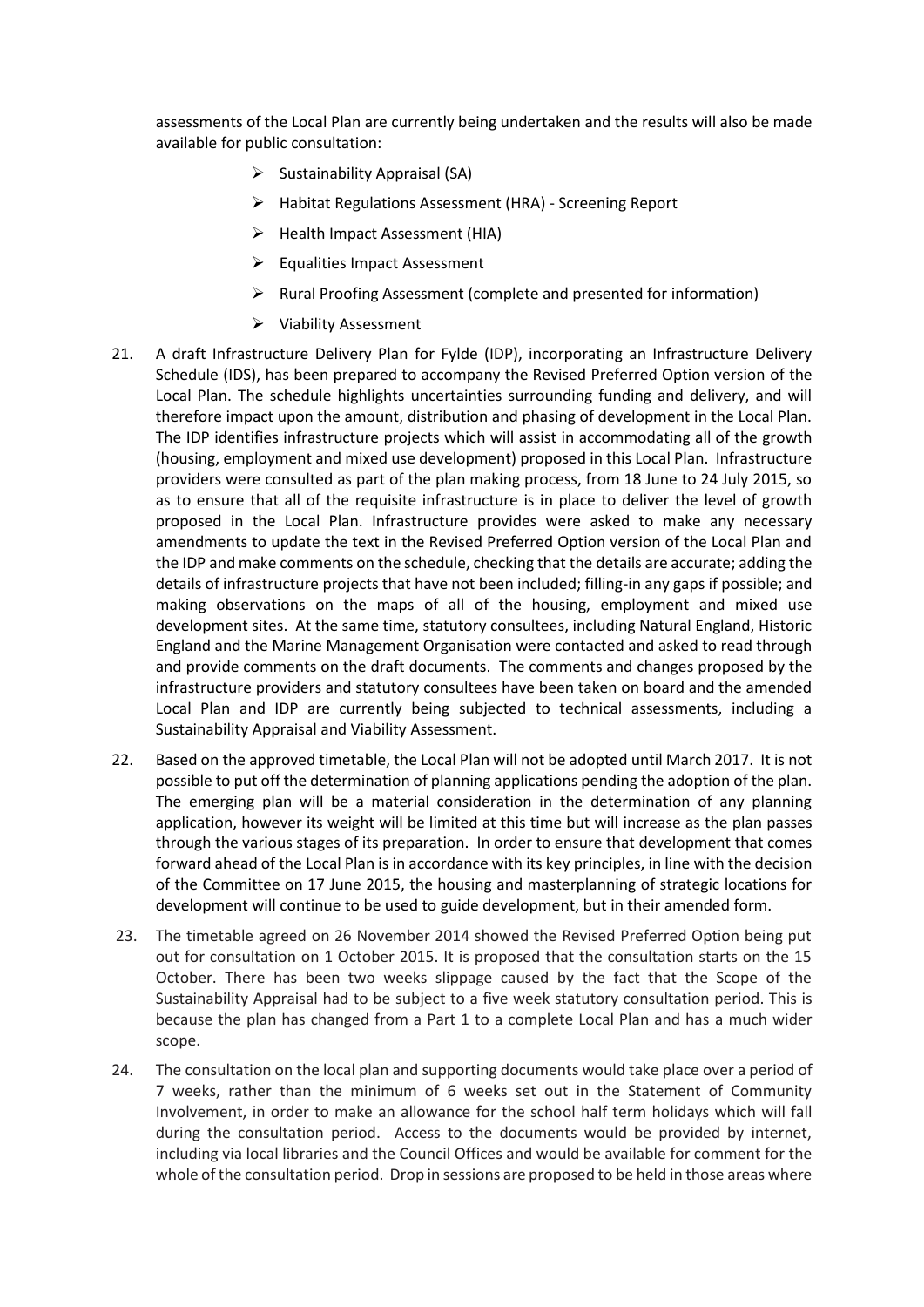assessments of the Local Plan are currently being undertaken and the results will also be made available for public consultation:

- Sustainability Appraisal (SA)
- Habitat Regulations Assessment (HRA) - Screening Report
- Health Impact Assessment (HIA)
- Equalities Impact Assessment
- Rural Proofing Assessment (complete and presented for information)
- Viability Assessment

21. A draft Infrastructure Delivery Plan for Fylde (IDP), incorporating an Infrastructure Delivery Schedule (IDS), has been prepared to accompany the Revised Preferred Option version of the Local Plan. The schedule highlights uncertainties surrounding funding and delivery, and will therefore impact upon the amount, distribution and phasing of development in the Local Plan. The IDP identifies infrastructure projects which will assist in accommodating all of the growth (housing, employment and mixed use development) proposed in this Local Plan. Infrastructure providers were consulted as part of the plan making process, from 18 June to 24 July 2015, so as to ensure that all of the requisite infrastructure is in place to deliver the level of growth proposed in the Local Plan. Infrastructure provides were asked to make any necessary amendments to update the text in the Revised Preferred Option version of the Local Plan and the IDP and make comments on the schedule, checking that the details are accurate; adding the details of infrastructure projects that have not been included; filling-in any gaps if possible; and making observations on the maps of all of the housing, employment and mixed use development sites. At the same time, statutory consultees, including Natural England, Historic England and the Marine Management Organisation were contacted and asked to read through and provide comments on the draft documents. The comments and changes proposed by the infrastructure providers and statutory consultees have been taken on board and the amended Local Plan and IDP are currently being subjected to technical assessments, including a Sustainability Appraisal and Viability Assessment.

22. Based on the approved timetable, the Local Plan will not be adopted until March 2017. It is not possible to put off the determination of planning applications pending the adoption of the plan. The emerging plan will be a material consideration in the determination of any planning application, however its weight will be limited at this time but will increase as the plan passes through the various stages of its preparation. In order to ensure that development that comes forward ahead of the Local Plan is in accordance with its key principles, in line with the decision of the Committee on 17 June 2015, the housing and masterplanning of strategic locations for development will continue to be used to guide development, but in their amended form.

23. The timetable agreed on 26 November 2014 showed the Revised Preferred Option being put out for consultation on 1 October 2015. It is proposed that the consultation starts on the 15 October. There has been two weeks slippage caused by the fact that the Scope of the Sustainability Appraisal had to be subject to a five week statutory consultation period. This is because the plan has changed from a Part 1 to a complete Local Plan and has a much wider scope.

24. The consultation on the local plan and supporting documents would take place over a period of 7 weeks, rather than the minimum of 6 weeks set out in the Statement of Community Involvement, in order to make an allowance for the school half term holidays which will fall during the consultation period. Access to the documents would be provided by internet, including via local libraries and the Council Offices and would be available for comment for the whole of the consultation period. Drop in sessions are proposed to be held in those areas where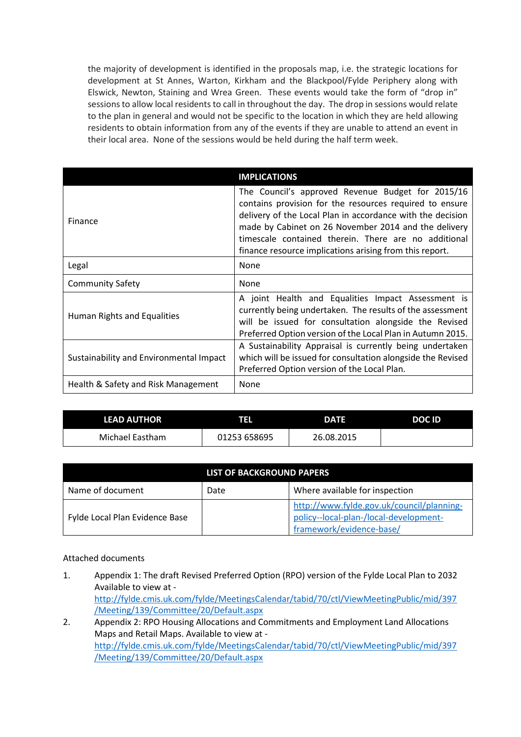the majority of development is identified in the proposals map, i.e. the strategic locations for development at St Annes, Warton, Kirkham and the Blackpool/Fylde Periphery along with Elswick, Newton, Staining and Wrea Green. These events would take the form of "drop in" sessions to allow local residents to call in throughout the day. The drop in sessions would relate to the plan in general and would not be specific to the location in which they are held allowing residents to obtain information from any of the events if they are unable to attend an event in their local area. None of the sessions would be held during the half term week.

| | IMPLICATIONS |
|---|---|
| Finance | The Council's approved Revenue Budget for 2015/16 contains provision for the resources required to ensure delivery of the Local Plan in accordance with the decision made by Cabinet on 26 November 2014 and the delivery timescale contained therein. There are no additional finance resource implications arising from this report. |
| Legal | None |
| Community Safety | None |
| Human Rights and Equalities | A joint Health and Equalities Impact Assessment is currently being undertaken. The results of the assessment will be issued for consultation alongside the Revised Preferred Option version of the Local Plan in Autumn 2015. |
| Sustainability and Environmental Impact | A Sustainability Appraisal is currently being undertaken which will be issued for consultation alongside the Revised Preferred Option version of the Local Plan. |
| Health & Safety and Risk Management | None |

| LEAD AUTHOR | TEL | DATE | DOC ID |
|---|---|---|---|
| Michael Eastham | 01253 658695 | 26.08.2015 | |

| LIST OF BACKGROUND PAPERS | | |
|---|---|---|
| Name of document | Date | Where available for inspection |
| Fylde Local Plan Evidence Base | | http://www.fylde.gov.uk/council/planning-policy--local-plan-/local-development-framework/evidence-base/ |

Attached documents

1. Appendix 1: The draft Revised Preferred Option (RPO) version of the Fylde Local Plan to 2032 Available to view at - http://fylde.cmis.uk.com/fylde/MeetingsCalendar/tabid/70/ctl/ViewMeetingPublic/mid/397/Meeting/139/Committee/20/Default.aspx
2. Appendix 2: RPO Housing Allocations and Commitments and Employment Land Allocations Maps and Retail Maps. Available to view at - http://fylde.cmis.uk.com/fylde/MeetingsCalendar/tabid/70/ctl/ViewMeetingPublic/mid/397/Meeting/139/Committee/20/Default.aspx